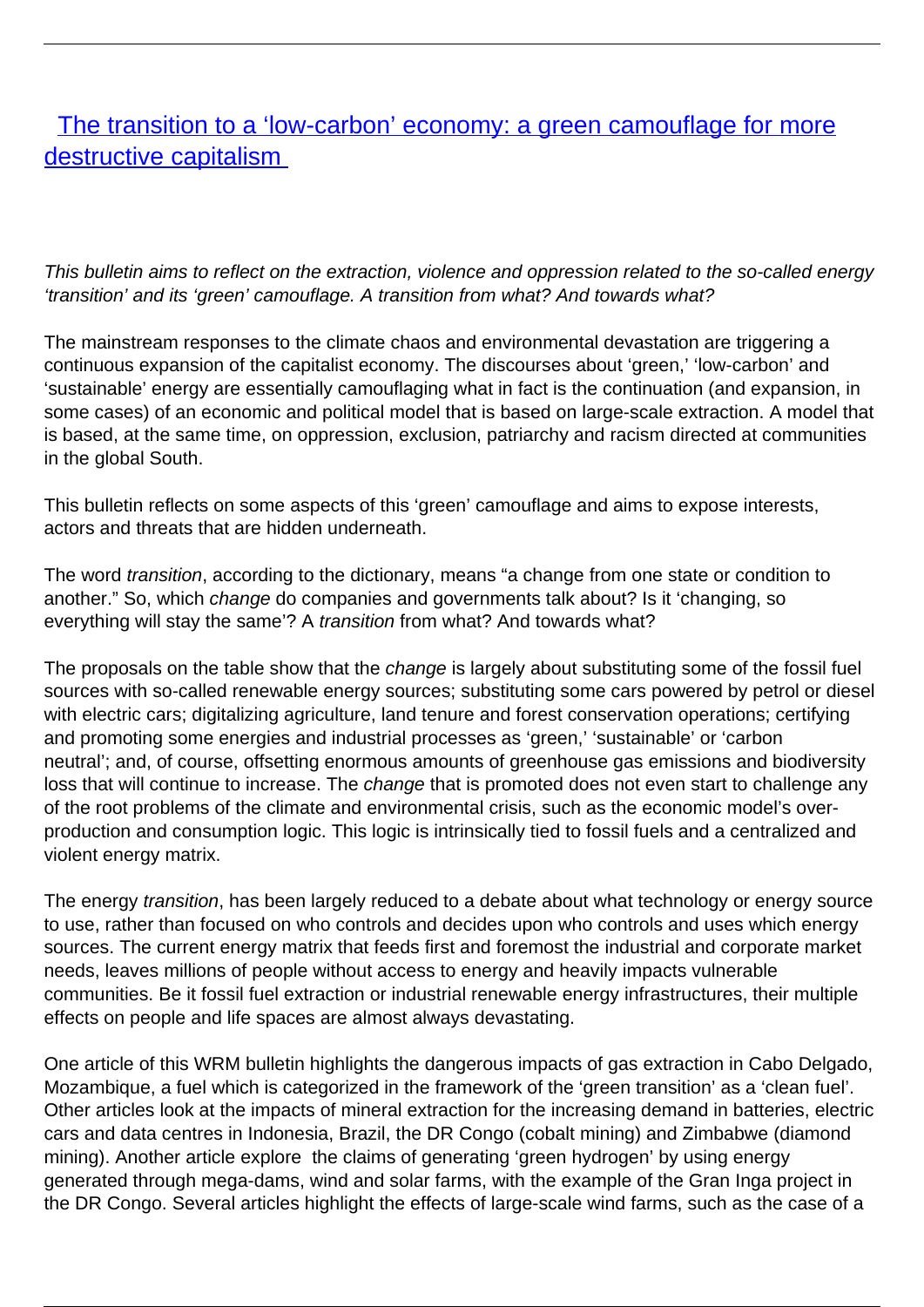# [The transition to a 'low-carbon' economy: a green camouflage for more destructive capitalism]()

*This bulletin aims to reflect on the extraction, violence and oppression related to the so-called energy 'transition' and its 'green' camouflage. A transition from what? And towards what?*

The mainstream responses to the climate chaos and environmental devastation are triggering a continuous expansion of the capitalist economy. The discourses about 'green,' 'low-carbon' and 'sustainable' energy are essentially camouflaging what in fact is the continuation (and expansion, in some cases) of an economic and political model that is based on large-scale extraction. A model that is based, at the same time, on oppression, exclusion, patriarchy and racism directed at communities in the global South.

This bulletin reflects on some aspects of this 'green' camouflage and aims to expose interests, actors and threats that are hidden underneath.

The word *transition*, according to the dictionary, means "a change from one state or condition to another." So, which *change* do companies and governments talk about? Is it 'changing, so everything will stay the same'? A *transition* from what? And towards what?

The proposals on the table show that the *change* is largely about substituting some of the fossil fuel sources with so-called renewable energy sources; substituting some cars powered by petrol or diesel with electric cars; digitalizing agriculture, land tenure and forest conservation operations; certifying and promoting some energies and industrial processes as 'green,' 'sustainable' or 'carbon neutral'; and, of course, offsetting enormous amounts of greenhouse gas emissions and biodiversity loss that will continue to increase. The *change* that is promoted does not even start to challenge any of the root problems of the climate and environmental crisis, such as the economic model's over-production and consumption logic. This logic is intrinsically tied to fossil fuels and a centralized and violent energy matrix.

The energy *transition*, has been largely reduced to a debate about what technology or energy source to use, rather than focused on who controls and decides upon who controls and uses which energy sources. The current energy matrix that feeds first and foremost the industrial and corporate market needs, leaves millions of people without access to energy and heavily impacts vulnerable communities. Be it fossil fuel extraction or industrial renewable energy infrastructures, their multiple effects on people and life spaces are almost always devastating.

One article of this WRM bulletin highlights the dangerous impacts of gas extraction in Cabo Delgado, Mozambique, a fuel which is categorized in the framework of the 'green transition' as a 'clean fuel'. Other articles look at the impacts of mineral extraction for the increasing demand in batteries, electric cars and data centres in Indonesia, Brazil, the DR Congo (cobalt mining) and Zimbabwe (diamond mining). Another article explore the claims of generating 'green hydrogen' by using energy generated through mega-dams, wind and solar farms, with the example of the Gran Inga project in the DR Congo. Several articles highlight the effects of large-scale wind farms, such as the case of a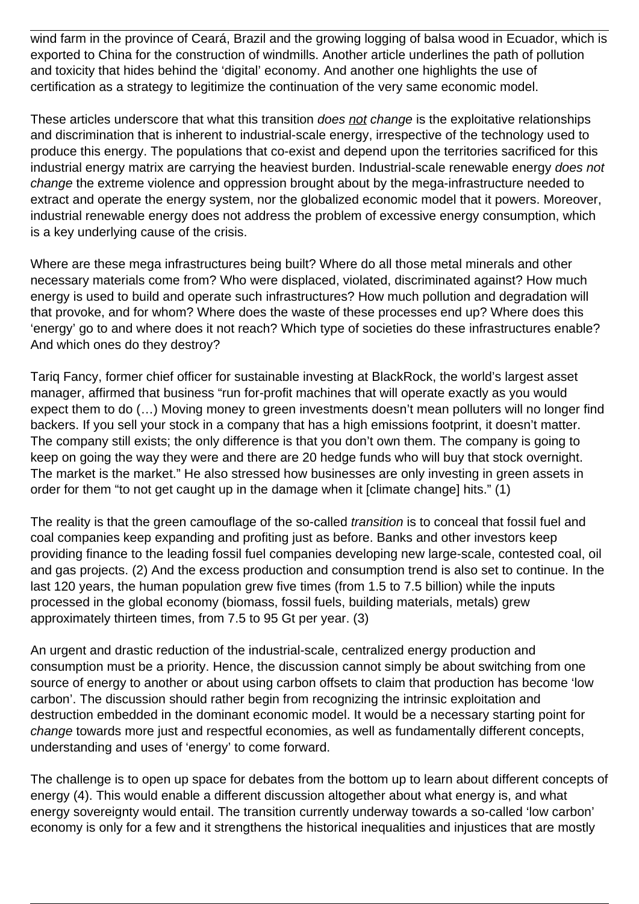wind farm in the province of Ceará, Brazil and the growing logging of balsa wood in Ecuador, which is exported to China for the construction of windmills. Another article underlines the path of pollution and toxicity that hides behind the 'digital' economy. And another one highlights the use of certification as a strategy to legitimize the continuation of the very same economic model.

These articles underscore that what this transition *does not change* is the exploitative relationships and discrimination that is inherent to industrial-scale energy, irrespective of the technology used to produce this energy. The populations that co-exist and depend upon the territories sacrificed for this industrial energy matrix are carrying the heaviest burden. Industrial-scale renewable energy *does not change* the extreme violence and oppression brought about by the mega-infrastructure needed to extract and operate the energy system, nor the globalized economic model that it powers. Moreover, industrial renewable energy does not address the problem of excessive energy consumption, which is a key underlying cause of the crisis.

Where are these mega infrastructures being built? Where do all those metal minerals and other necessary materials come from? Who were displaced, violated, discriminated against? How much energy is used to build and operate such infrastructures? How much pollution and degradation will that provoke, and for whom? Where does the waste of these processes end up? Where does this 'energy' go to and where does it not reach? Which type of societies do these infrastructures enable? And which ones do they destroy?

Tariq Fancy, former chief officer for sustainable investing at BlackRock, the world's largest asset manager, affirmed that business "run for-profit machines that will operate exactly as you would expect them to do (…) Moving money to green investments doesn't mean polluters will no longer find backers. If you sell your stock in a company that has a high emissions footprint, it doesn't matter. The company still exists; the only difference is that you don't own them. The company is going to keep on going the way they were and there are 20 hedge funds who will buy that stock overnight. The market is the market." He also stressed how businesses are only investing in green assets in order for them "to not get caught up in the damage when it [climate change] hits." (1)

The reality is that the green camouflage of the so-called *transition* is to conceal that fossil fuel and coal companies keep expanding and profiting just as before. Banks and other investors keep providing finance to the leading fossil fuel companies developing new large-scale, contested coal, oil and gas projects. (2) And the excess production and consumption trend is also set to continue. In the last 120 years, the human population grew five times (from 1.5 to 7.5 billion) while the inputs processed in the global economy (biomass, fossil fuels, building materials, metals) grew approximately thirteen times, from 7.5 to 95 Gt per year. (3)

An urgent and drastic reduction of the industrial-scale, centralized energy production and consumption must be a priority. Hence, the discussion cannot simply be about switching from one source of energy to another or about using carbon offsets to claim that production has become 'low carbon'. The discussion should rather begin from recognizing the intrinsic exploitation and destruction embedded in the dominant economic model. It would be a necessary starting point for *change* towards more just and respectful economies, as well as fundamentally different concepts, understanding and uses of 'energy' to come forward.

The challenge is to open up space for debates from the bottom up to learn about different concepts of energy (4). This would enable a different discussion altogether about what energy is, and what energy sovereignty would entail. The transition currently underway towards a so-called 'low carbon' economy is only for a few and it strengthens the historical inequalities and injustices that are mostly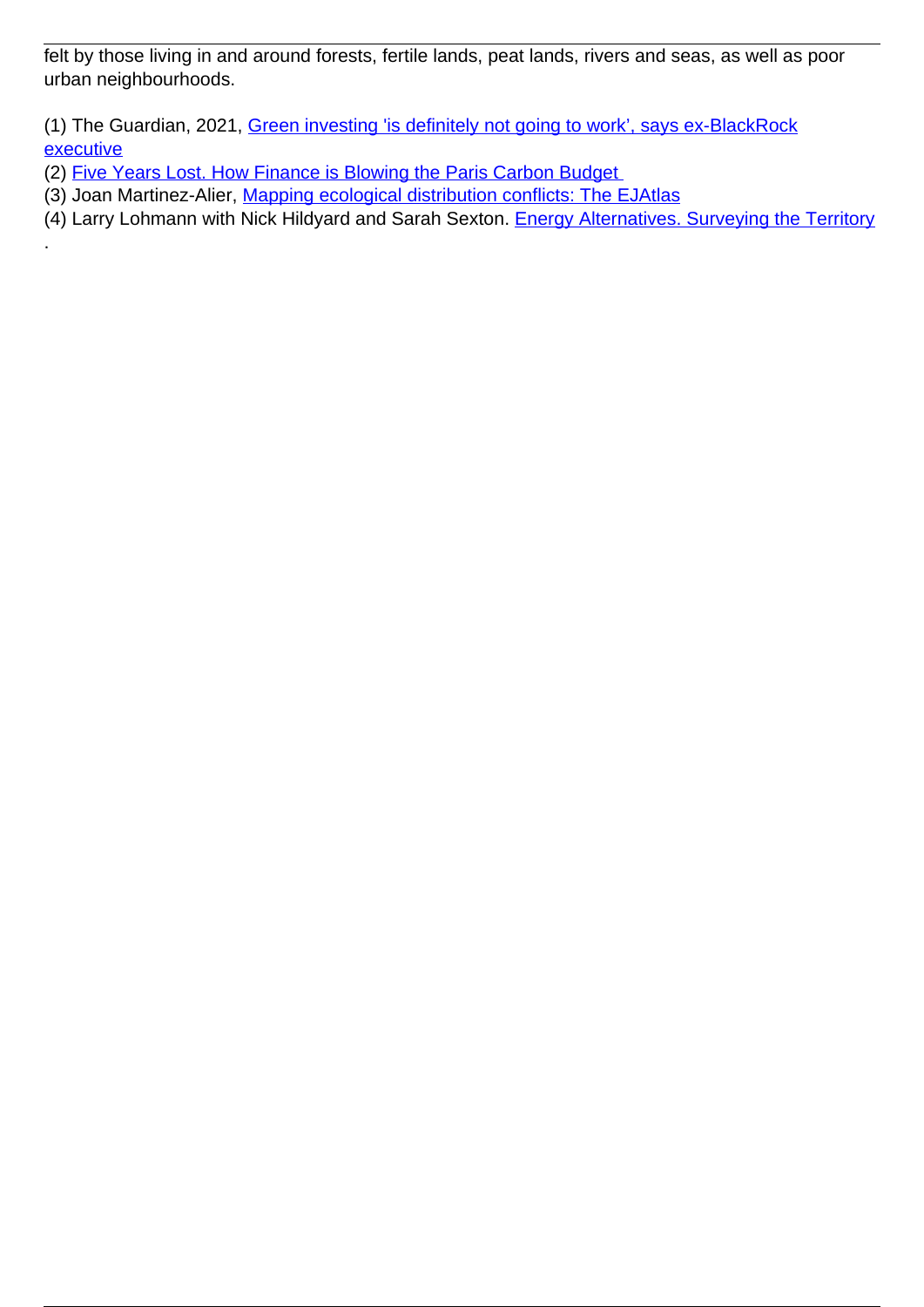felt by those living in and around forests, fertile lands, peat lands, rivers and seas, as well as poor urban neighbourhoods.

(1) The Guardian, 2021, Green investing 'is definitely not going to work', says ex-BlackRock executive
(2) Five Years Lost. How Finance is Blowing the Paris Carbon Budget
(3) Joan Martinez-Alier, Mapping ecological distribution conflicts: The EJAtlas
(4) Larry Lohmann with Nick Hildyard and Sarah Sexton. Energy Alternatives. Surveying the Territory
.